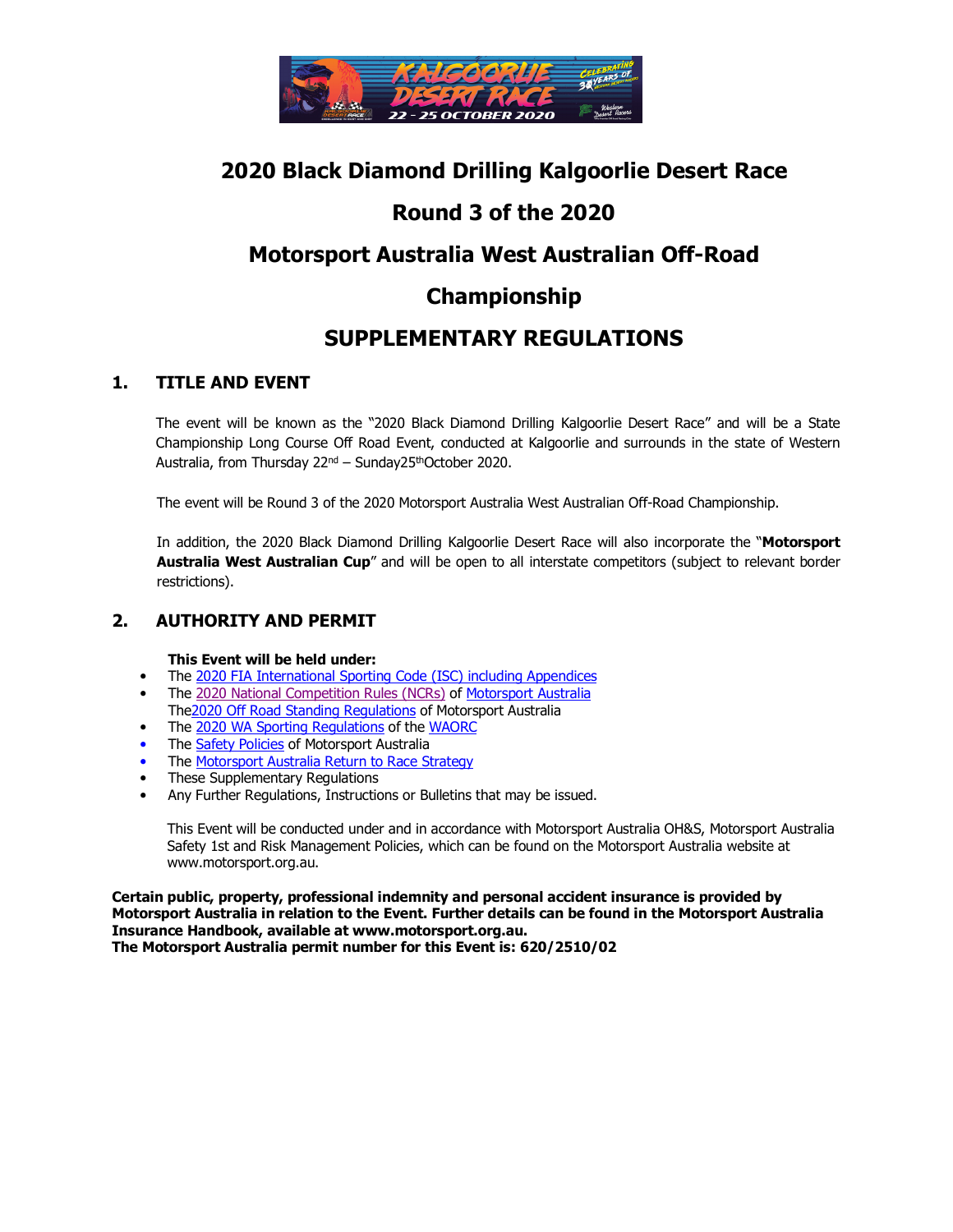# 2020 Black Diamond Drilling Kalgoorlie Desert Race

# Round 3 of the 2020

# Motorsport Australia West Australian Off-Road Championship

# SUPPLEMENTARY REGULATIONS

## 1. TITLE AND EVENT

The event will be known as the "2020 Black Diamond Drilling Kalgoorlie Desert Race" and will be a State Championship Long Course Off Road Event, conducted at Kalgoorlie and surrounds in the state of Western Australia, from Thursday 22nd – Sunday25thOctober 2020.

The event will be Round 3 of the 2020 Motorsport Australia West Australian Off-Road Championship.

In addition, the 2020 Black Diamond Drilling Kalgoorlie Desert Race will also incorporate the "**Motorsport Australia West Australian Cup**" and will be open to all interstate competitors (subject to relevant border restrictions).

## 2. AUTHORITY AND PERMIT

**This Event will be held under:**

- The 2020 FIA International Sporting Code (ISC) including Appendices
- The 2020 National Competition Rules (NCRs) of Motorsport Australia
  The2020 Off Road Standing Regulations of Motorsport Australia
- The 2020 WA Sporting Regulations of the WAORC
- The Safety Policies of Motorsport Australia
- The Motorsport Australia Return to Race Strategy
- These Supplementary Regulations
- Any Further Regulations, Instructions or Bulletins that may be issued.

This Event will be conducted under and in accordance with Motorsport Australia OH&S, Motorsport Australia Safety 1st and Risk Management Policies, which can be found on the Motorsport Australia website at www.motorsport.org.au.

**Certain public, property, professional indemnity and personal accident insurance is provided by Motorsport Australia in relation to the Event. Further details can be found in the Motorsport Australia Insurance Handbook, available at www.motorsport.org.au.**
**The Motorsport Australia permit number for this Event is: 620/2510/02**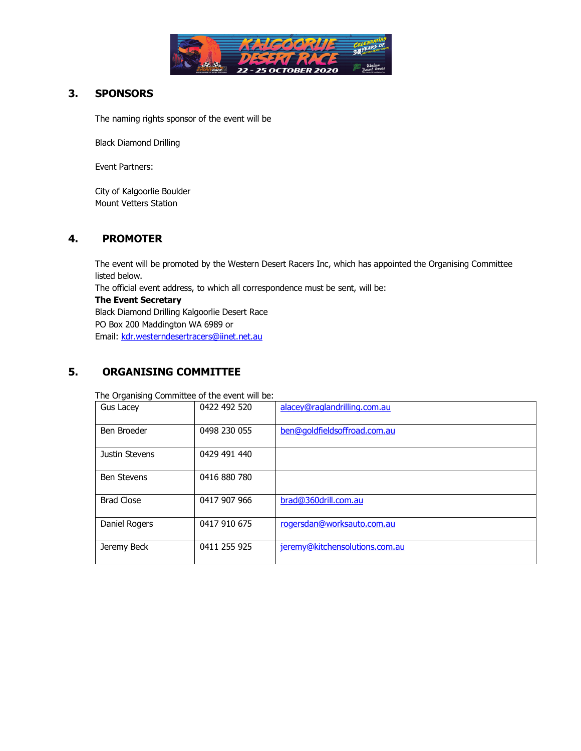## 3. SPONSORS

The naming rights sponsor of the event will be

Black Diamond Drilling

Event Partners:

City of Kalgoorlie Boulder
Mount Vetters Station

## 4. PROMOTER

The event will be promoted by the Western Desert Racers Inc, which has appointed the Organising Committee listed below.
The official event address, to which all correspondence must be sent, will be:
**The Event Secretary**
Black Diamond Drilling Kalgoorlie Desert Race
PO Box 200 Maddington WA 6989 or
Email: kdr.westerndesertracers@iinet.net.au

## 5. ORGANISING COMMITTEE

The Organising Committee of the event will be:

| | | |
|---|---|---|
| Gus Lacey | 0422 492 520 | alacey@raglandrilling.com.au |
| Ben Broeder | 0498 230 055 | ben@goldfieldsoffroad.com.au |
| Justin Stevens | 0429 491 440 | |
| Ben Stevens | 0416 880 780 | |
| Brad Close | 0417 907 966 | brad@360drill.com.au |
| Daniel Rogers | 0417 910 675 | rogersdan@worksauto.com.au |
| Jeremy Beck | 0411 255 925 | jeremy@kitchensolutions.com.au |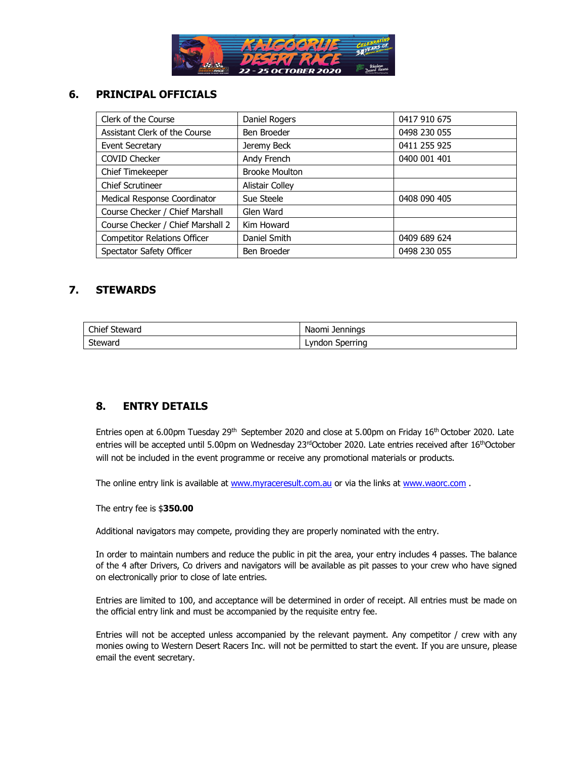## 6. PRINCIPAL OFFICIALS

| | | |
|---|---|---|
| Clerk of the Course | Daniel Rogers | 0417 910 675 |
| Assistant Clerk of the Course | Ben Broeder | 0498 230 055 |
| Event Secretary | Jeremy Beck | 0411 255 925 |
| COVID Checker | Andy French | 0400 001 401 |
| Chief Timekeeper | Brooke Moulton | |
| Chief Scrutineer | Alistair Colley | |
| Medical Response Coordinator | Sue Steele | 0408 090 405 |
| Course Checker / Chief Marshall | Glen Ward | |
| Course Checker / Chief Marshall 2 | Kim Howard | |
| Competitor Relations Officer | Daniel Smith | 0409 689 624 |
| Spectator Safety Officer | Ben Broeder | 0498 230 055 |

## 7. STEWARDS

| | |
|---|---|
| Chief Steward | Naomi Jennings |
| Steward | Lyndon Sperring |

## 8. ENTRY DETAILS

Entries open at 6.00pm Tuesday 29th September 2020 and close at 5.00pm on Friday 16th October 2020. Late entries will be accepted until 5.00pm on Wednesday 23rd October 2020. Late entries received after 16th October will not be included in the event programme or receive any promotional materials or products.

The online entry link is available at www.myraceresult.com.au or via the links at www.waorc.com .

The entry fee is $**350.00**

Additional navigators may compete, providing they are properly nominated with the entry.

In order to maintain numbers and reduce the public in pit the area, your entry includes 4 passes. The balance of the 4 after Drivers, Co drivers and navigators will be available as pit passes to your crew who have signed on electronically prior to close of late entries.

Entries are limited to 100, and acceptance will be determined in order of receipt. All entries must be made on the official entry link and must be accompanied by the requisite entry fee.

Entries will not be accepted unless accompanied by the relevant payment. Any competitor / crew with any monies owing to Western Desert Racers Inc. will not be permitted to start the event. If you are unsure, please email the event secretary.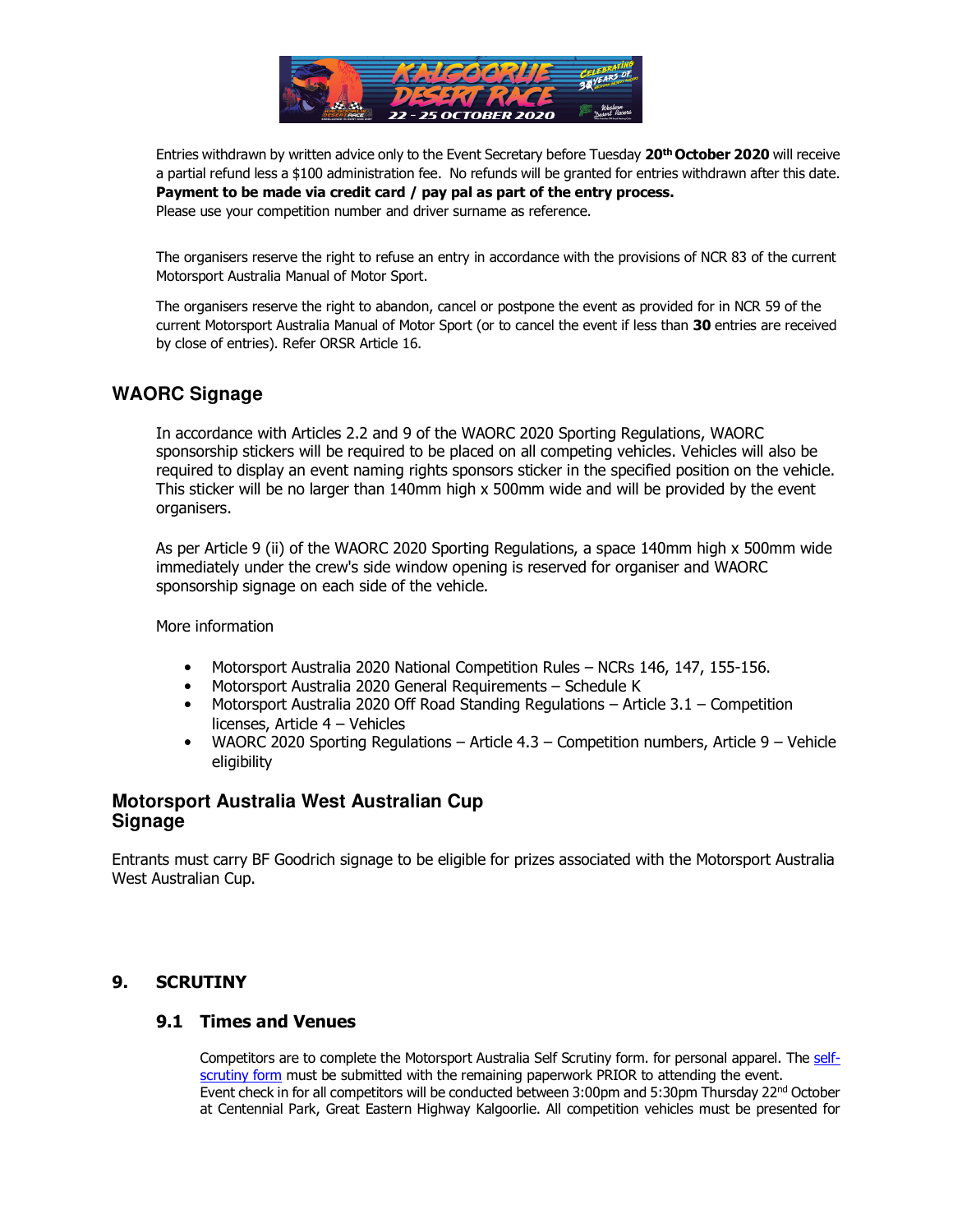Entries withdrawn by written advice only to the Event Secretary before Tuesday **20th October 2020** will receive a partial refund less a $100 administration fee. No refunds will be granted for entries withdrawn after this date. **Payment to be made via credit card / pay pal as part of the entry process.**
Please use your competition number and driver surname as reference.

The organisers reserve the right to refuse an entry in accordance with the provisions of NCR 83 of the current Motorsport Australia Manual of Motor Sport.

The organisers reserve the right to abandon, cancel or postpone the event as provided for in NCR 59 of the current Motorsport Australia Manual of Motor Sport (or to cancel the event if less than **30** entries are received by close of entries). Refer ORSR Article 16.

## WAORC Signage

In accordance with Articles 2.2 and 9 of the WAORC 2020 Sporting Regulations, WAORC sponsorship stickers will be required to be placed on all competing vehicles. Vehicles will also be required to display an event naming rights sponsors sticker in the specified position on the vehicle. This sticker will be no larger than 140mm high x 500mm wide and will be provided by the event organisers.

As per Article 9 (ii) of the WAORC 2020 Sporting Regulations, a space 140mm high x 500mm wide immediately under the crew's side window opening is reserved for organiser and WAORC sponsorship signage on each side of the vehicle.

More information

- Motorsport Australia 2020 National Competition Rules – NCRs 146, 147, 155-156.
- Motorsport Australia 2020 General Requirements – Schedule K
- Motorsport Australia 2020 Off Road Standing Regulations – Article 3.1 – Competition licenses, Article 4 – Vehicles
- WAORC 2020 Sporting Regulations – Article 4.3 – Competition numbers, Article 9 – Vehicle eligibility

## Motorsport Australia West Australian Cup Signage

Entrants must carry BF Goodrich signage to be eligible for prizes associated with the Motorsport Australia West Australian Cup.

## 9. SCRUTINY

### 9.1 Times and Venues

Competitors are to complete the Motorsport Australia Self Scrutiny form. for personal apparel. The self-scrutiny form must be submitted with the remaining paperwork PRIOR to attending the event.
Event check in for all competitors will be conducted between 3:00pm and 5:30pm Thursday 22nd October at Centennial Park, Great Eastern Highway Kalgoorlie. All competition vehicles must be presented for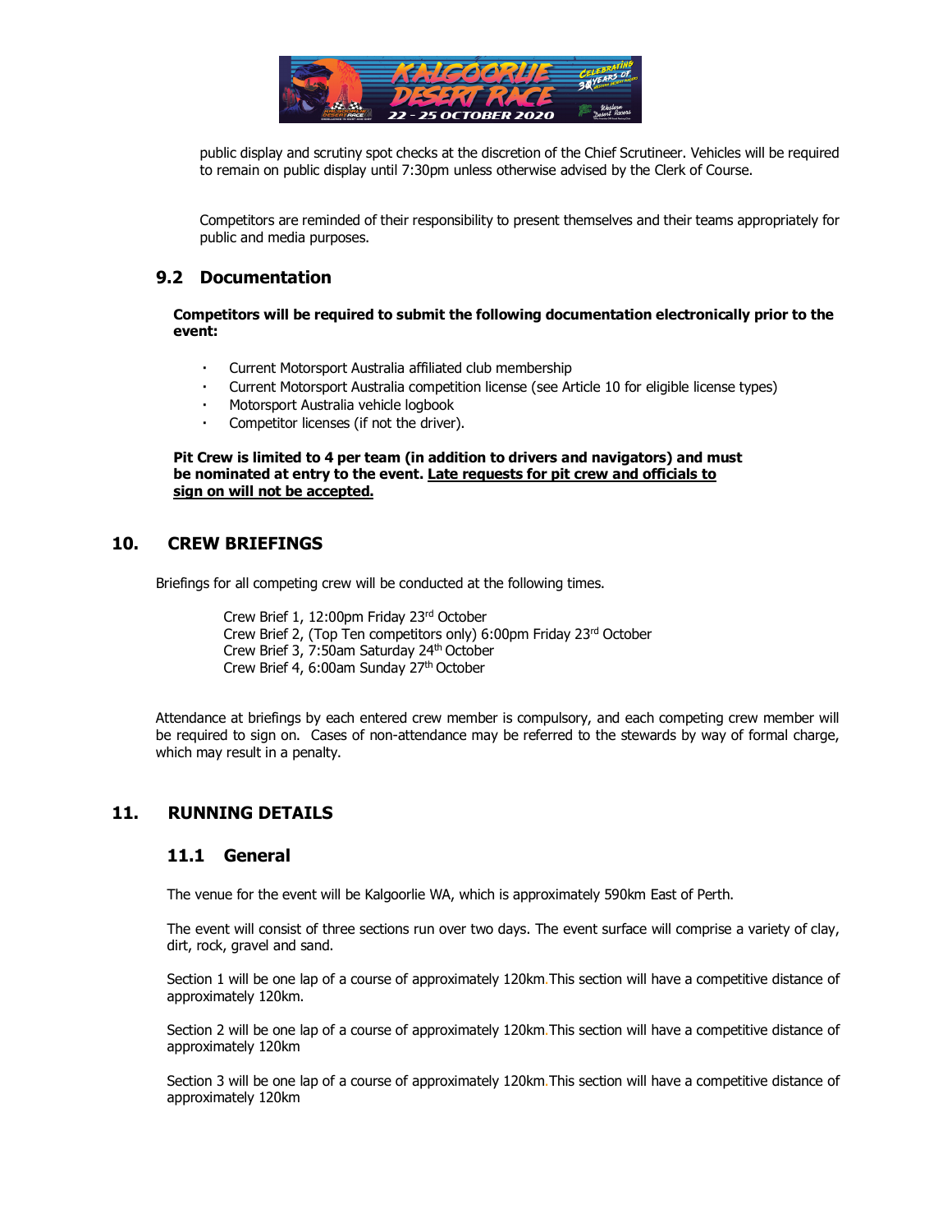public display and scrutiny spot checks at the discretion of the Chief Scrutineer. Vehicles will be required to remain on public display until 7:30pm unless otherwise advised by the Clerk of Course.

Competitors are reminded of their responsibility to present themselves and their teams appropriately for public and media purposes.

## 9.2 Documentation

**Competitors will be required to submit the following documentation electronically prior to the event:**

- Current Motorsport Australia affiliated club membership
- Current Motorsport Australia competition license (see Article 10 for eligible license types)
- Motorsport Australia vehicle logbook
- Competitor licenses (if not the driver).

**Pit Crew is limited to 4 per team (in addition to drivers and navigators) and must be nominated at entry to the event. <u>Late requests for pit crew and officials to sign on will not be accepted.</u>**

# 10. CREW BRIEFINGS

Briefings for all competing crew will be conducted at the following times.

Crew Brief 1, 12:00pm Friday 23rd October
Crew Brief 2, (Top Ten competitors only) 6:00pm Friday 23rd October
Crew Brief 3, 7:50am Saturday 24th October
Crew Brief 4, 6:00am Sunday 27th October

Attendance at briefings by each entered crew member is compulsory, and each competing crew member will be required to sign on. Cases of non-attendance may be referred to the stewards by way of formal charge, which may result in a penalty.

# 11. RUNNING DETAILS

## 11.1 General

The venue for the event will be Kalgoorlie WA, which is approximately 590km East of Perth.

The event will consist of three sections run over two days. The event surface will comprise a variety of clay, dirt, rock, gravel and sand.

Section 1 will be one lap of a course of approximately 120km. This section will have a competitive distance of approximately 120km.

Section 2 will be one lap of a course of approximately 120km. This section will have a competitive distance of approximately 120km

Section 3 will be one lap of a course of approximately 120km. This section will have a competitive distance of approximately 120km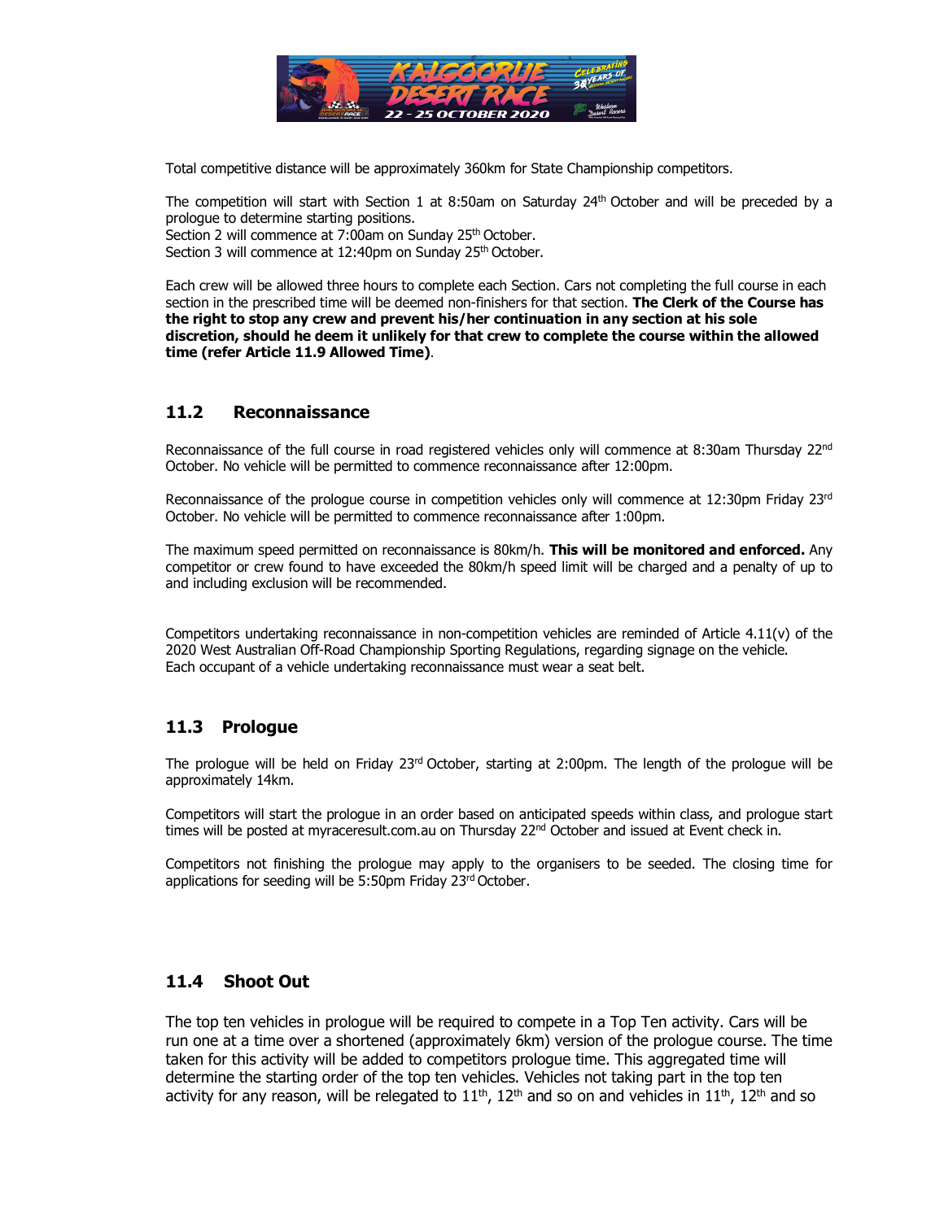Total competitive distance will be approximately 360km for State Championship competitors.

The competition will start with Section 1 at 8:50am on Saturday 24th October and will be preceded by a prologue to determine starting positions.
Section 2 will commence at 7:00am on Sunday 25th October.
Section 3 will commence at 12:40pm on Sunday 25th October.

Each crew will be allowed three hours to complete each Section. Cars not completing the full course in each section in the prescribed time will be deemed non-finishers for that section. **The Clerk of the Course has the right to stop any crew and prevent his/her continuation in any section at his sole discretion, should he deem it unlikely for that crew to complete the course within the allowed time (refer Article 11.9 Allowed Time)**.

## 11.2 Reconnaissance

Reconnaissance of the full course in road registered vehicles only will commence at 8:30am Thursday 22nd October. No vehicle will be permitted to commence reconnaissance after 12:00pm.

Reconnaissance of the prologue course in competition vehicles only will commence at 12:30pm Friday 23rd October. No vehicle will be permitted to commence reconnaissance after 1:00pm.

The maximum speed permitted on reconnaissance is 80km/h. **This will be monitored and enforced.** Any competitor or crew found to have exceeded the 80km/h speed limit will be charged and a penalty of up to and including exclusion will be recommended.

Competitors undertaking reconnaissance in non-competition vehicles are reminded of Article 4.11(v) of the 2020 West Australian Off-Road Championship Sporting Regulations, regarding signage on the vehicle.
Each occupant of a vehicle undertaking reconnaissance must wear a seat belt.

## 11.3 Prologue

The prologue will be held on Friday 23rd October, starting at 2:00pm. The length of the prologue will be approximately 14km.

Competitors will start the prologue in an order based on anticipated speeds within class, and prologue start times will be posted at myraceresult.com.au on Thursday 22nd October and issued at Event check in.

Competitors not finishing the prologue may apply to the organisers to be seeded. The closing time for applications for seeding will be 5:50pm Friday 23rd October.

## 11.4 Shoot Out

The top ten vehicles in prologue will be required to compete in a Top Ten activity. Cars will be run one at a time over a shortened (approximately 6km) version of the prologue course. The time taken for this activity will be added to competitors prologue time. This aggregated time will determine the starting order of the top ten vehicles. Vehicles not taking part in the top ten activity for any reason, will be relegated to 11th, 12th and so on and vehicles in 11th, 12th and so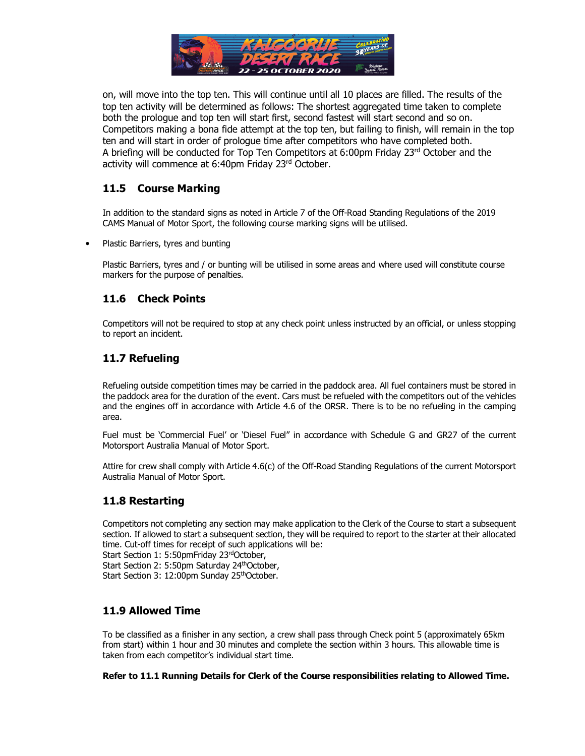on, will move into the top ten. This will continue until all 10 places are filled. The results of the top ten activity will be determined as follows: The shortest aggregated time taken to complete both the prologue and top ten will start first, second fastest will start second and so on. Competitors making a bona fide attempt at the top ten, but failing to finish, will remain in the top ten and will start in order of prologue time after competitors who have completed both. A briefing will be conducted for Top Ten Competitors at 6:00pm Friday 23rd October and the activity will commence at 6:40pm Friday 23rd October.

## 11.5 Course Marking

In addition to the standard signs as noted in Article 7 of the Off-Road Standing Regulations of the 2019 CAMS Manual of Motor Sport, the following course marking signs will be utilised.

- Plastic Barriers, tyres and bunting

  Plastic Barriers, tyres and / or bunting will be utilised in some areas and where used will constitute course markers for the purpose of penalties.

## 11.6 Check Points

Competitors will not be required to stop at any check point unless instructed by an official, or unless stopping to report an incident.

## 11.7 Refueling

Refueling outside competition times may be carried in the paddock area. All fuel containers must be stored in the paddock area for the duration of the event. Cars must be refueled with the competitors out of the vehicles and the engines off in accordance with Article 4.6 of the ORSR. There is to be no refueling in the camping area.

Fuel must be 'Commercial Fuel' or 'Diesel Fuel" in accordance with Schedule G and GR27 of the current Motorsport Australia Manual of Motor Sport.

Attire for crew shall comply with Article 4.6(c) of the Off-Road Standing Regulations of the current Motorsport Australia Manual of Motor Sport.

## 11.8 Restarting

Competitors not completing any section may make application to the Clerk of the Course to start a subsequent section. If allowed to start a subsequent section, they will be required to report to the starter at their allocated time. Cut-off times for receipt of such applications will be:
Start Section 1: 5:50pmFriday 23rdOctober,
Start Section 2: 5:50pm Saturday 24thOctober,
Start Section 3: 12:00pm Sunday 25thOctober.

## 11.9 Allowed Time

To be classified as a finisher in any section, a crew shall pass through Check point 5 (approximately 65km from start) within 1 hour and 30 minutes and complete the section within 3 hours. This allowable time is taken from each competitor's individual start time.

**Refer to 11.1 Running Details for Clerk of the Course responsibilities relating to Allowed Time.**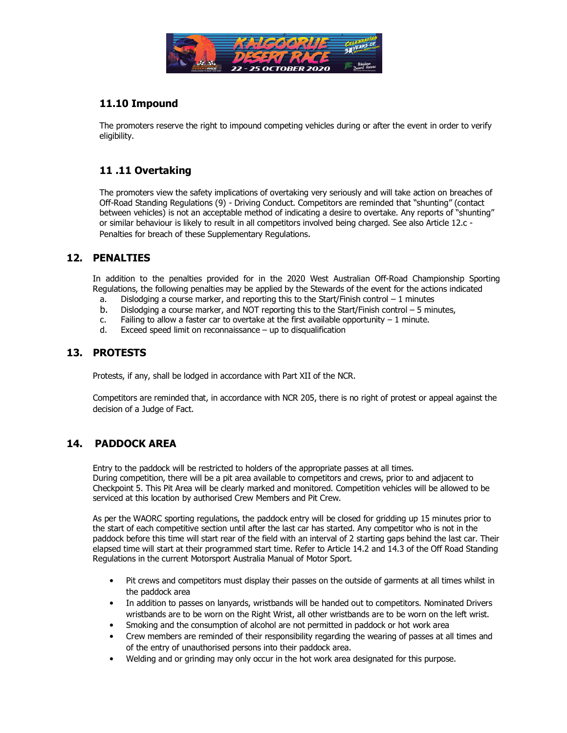### 11.10 Impound

The promoters reserve the right to impound competing vehicles during or after the event in order to verify eligibility.

### 11 .11 Overtaking

The promoters view the safety implications of overtaking very seriously and will take action on breaches of Off-Road Standing Regulations (9) - Driving Conduct. Competitors are reminded that "shunting" (contact between vehicles) is not an acceptable method of indicating a desire to overtake. Any reports of "shunting" or similar behaviour is likely to result in all competitors involved being charged. See also Article 12.c - Penalties for breach of these Supplementary Regulations.

## 12. PENALTIES

In addition to the penalties provided for in the 2020 West Australian Off-Road Championship Sporting Regulations, the following penalties may be applied by the Stewards of the event for the actions indicated

a. Dislodging a course marker, and reporting this to the Start/Finish control – 1 minutes
b. Dislodging a course marker, and NOT reporting this to the Start/Finish control – 5 minutes,
c. Failing to allow a faster car to overtake at the first available opportunity – 1 minute.
d. Exceed speed limit on reconnaissance – up to disqualification

## 13. PROTESTS

Protests, if any, shall be lodged in accordance with Part XII of the NCR.

Competitors are reminded that, in accordance with NCR 205, there is no right of protest or appeal against the decision of a Judge of Fact.

## 14. PADDOCK AREA

Entry to the paddock will be restricted to holders of the appropriate passes at all times.
During competition, there will be a pit area available to competitors and crews, prior to and adjacent to Checkpoint 5. This Pit Area will be clearly marked and monitored. Competition vehicles will be allowed to be serviced at this location by authorised Crew Members and Pit Crew.

As per the WAORC sporting regulations, the paddock entry will be closed for gridding up 15 minutes prior to the start of each competitive section until after the last car has started. Any competitor who is not in the paddock before this time will start rear of the field with an interval of 2 starting gaps behind the last car. Their elapsed time will start at their programmed start time. Refer to Article 14.2 and 14.3 of the Off Road Standing Regulations in the current Motorsport Australia Manual of Motor Sport.

- Pit crews and competitors must display their passes on the outside of garments at all times whilst in the paddock area
- In addition to passes on lanyards, wristbands will be handed out to competitors. Nominated Drivers wristbands are to be worn on the Right Wrist, all other wristbands are to be worn on the left wrist.
- Smoking and the consumption of alcohol are not permitted in paddock or hot work area
- Crew members are reminded of their responsibility regarding the wearing of passes at all times and of the entry of unauthorised persons into their paddock area.
- Welding and or grinding may only occur in the hot work area designated for this purpose.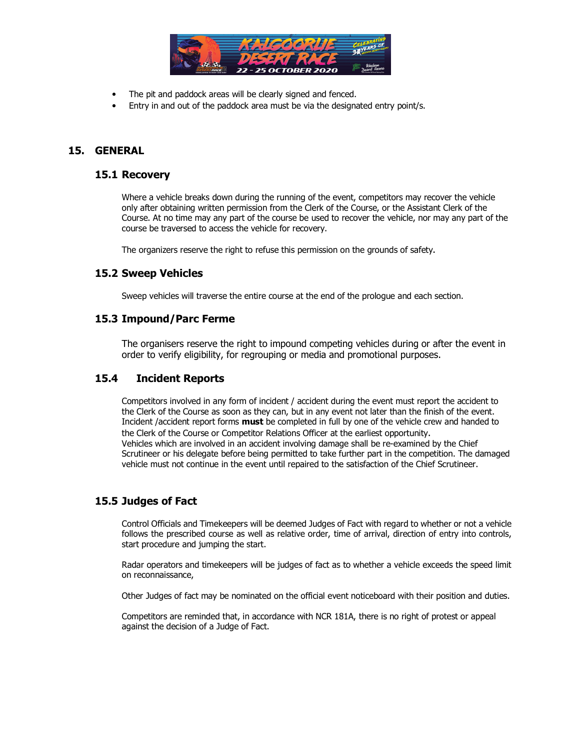- The pit and paddock areas will be clearly signed and fenced.
- Entry in and out of the paddock area must be via the designated entry point/s.

## 15. GENERAL

### 15.1 Recovery

Where a vehicle breaks down during the running of the event, competitors may recover the vehicle only after obtaining written permission from the Clerk of the Course, or the Assistant Clerk of the Course. At no time may any part of the course be used to recover the vehicle, nor may any part of the course be traversed to access the vehicle for recovery.

The organizers reserve the right to refuse this permission on the grounds of safety.

### 15.2 Sweep Vehicles

Sweep vehicles will traverse the entire course at the end of the prologue and each section.

### 15.3 Impound/Parc Ferme

The organisers reserve the right to impound competing vehicles during or after the event in order to verify eligibility, for regrouping or media and promotional purposes.

### 15.4 Incident Reports

Competitors involved in any form of incident / accident during the event must report the accident to the Clerk of the Course as soon as they can, but in any event not later than the finish of the event. Incident /accident report forms **must** be completed in full by one of the vehicle crew and handed to the Clerk of the Course or Competitor Relations Officer at the earliest opportunity.
Vehicles which are involved in an accident involving damage shall be re-examined by the Chief Scrutineer or his delegate before being permitted to take further part in the competition. The damaged vehicle must not continue in the event until repaired to the satisfaction of the Chief Scrutineer.

### 15.5 Judges of Fact

Control Officials and Timekeepers will be deemed Judges of Fact with regard to whether or not a vehicle follows the prescribed course as well as relative order, time of arrival, direction of entry into controls, start procedure and jumping the start.

Radar operators and timekeepers will be judges of fact as to whether a vehicle exceeds the speed limit on reconnaissance,

Other Judges of fact may be nominated on the official event noticeboard with their position and duties.

Competitors are reminded that, in accordance with NCR 181A, there is no right of protest or appeal against the decision of a Judge of Fact.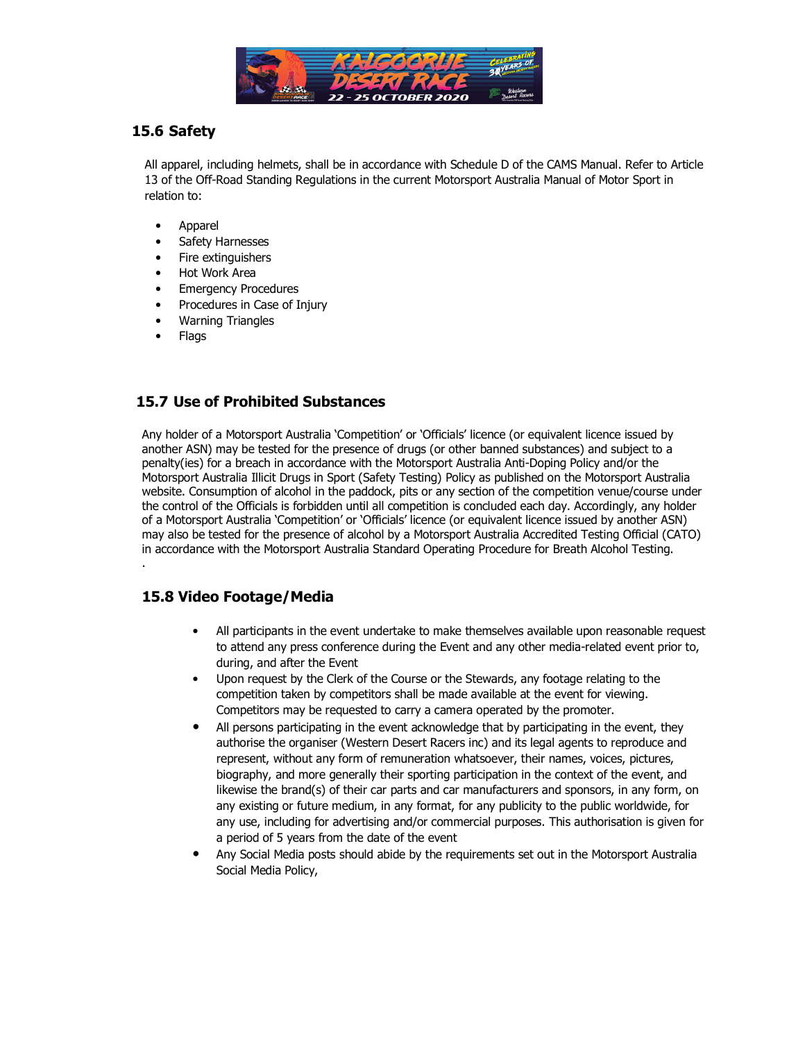## 15.6 Safety

All apparel, including helmets, shall be in accordance with Schedule D of the CAMS Manual. Refer to Article 13 of the Off-Road Standing Regulations in the current Motorsport Australia Manual of Motor Sport in relation to:

- Apparel
- Safety Harnesses
- Fire extinguishers
- Hot Work Area
- Emergency Procedures
- Procedures in Case of Injury
- Warning Triangles
- Flags

## 15.7 Use of Prohibited Substances

Any holder of a Motorsport Australia 'Competition' or 'Officials' licence (or equivalent licence issued by another ASN) may be tested for the presence of drugs (or other banned substances) and subject to a penalty(ies) for a breach in accordance with the Motorsport Australia Anti-Doping Policy and/or the Motorsport Australia Illicit Drugs in Sport (Safety Testing) Policy as published on the Motorsport Australia website. Consumption of alcohol in the paddock, pits or any section of the competition venue/course under the control of the Officials is forbidden until all competition is concluded each day. Accordingly, any holder of a Motorsport Australia 'Competition' or 'Officials' licence (or equivalent licence issued by another ASN) may also be tested for the presence of alcohol by a Motorsport Australia Accredited Testing Official (CATO) in accordance with the Motorsport Australia Standard Operating Procedure for Breath Alcohol Testing.

.

## 15.8 Video Footage/Media

- All participants in the event undertake to make themselves available upon reasonable request to attend any press conference during the Event and any other media-related event prior to, during, and after the Event
- Upon request by the Clerk of the Course or the Stewards, any footage relating to the competition taken by competitors shall be made available at the event for viewing. Competitors may be requested to carry a camera operated by the promoter.
- All persons participating in the event acknowledge that by participating in the event, they authorise the organiser (Western Desert Racers inc) and its legal agents to reproduce and represent, without any form of remuneration whatsoever, their names, voices, pictures, biography, and more generally their sporting participation in the context of the event, and likewise the brand(s) of their car parts and car manufacturers and sponsors, in any form, on any existing or future medium, in any format, for any publicity to the public worldwide, for any use, including for advertising and/or commercial purposes. This authorisation is given for a period of 5 years from the date of the event
- Any Social Media posts should abide by the requirements set out in the Motorsport Australia Social Media Policy,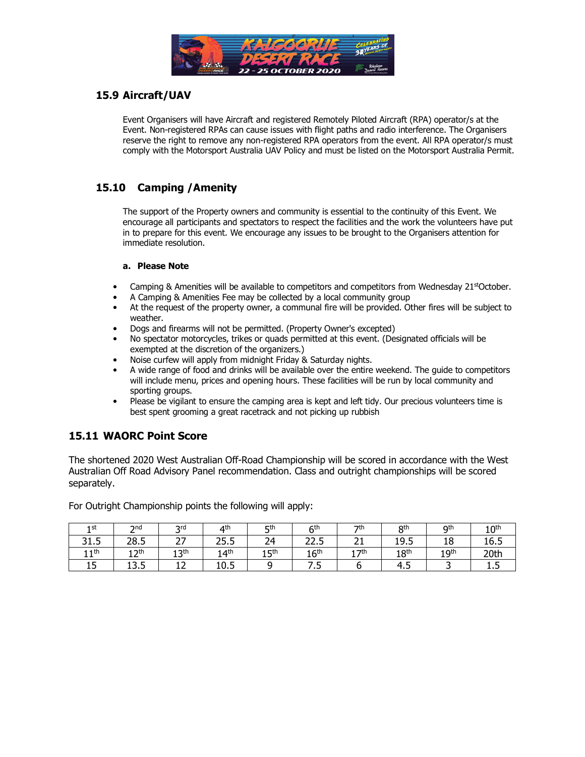## 15.9 Aircraft/UAV

Event Organisers will have Aircraft and registered Remotely Piloted Aircraft (RPA) operator/s at the Event. Non-registered RPAs can cause issues with flight paths and radio interference. The Organisers reserve the right to remove any non-registered RPA operators from the event. All RPA operator/s must comply with the Motorsport Australia UAV Policy and must be listed on the Motorsport Australia Permit.

## 15.10 Camping /Amenity

The support of the Property owners and community is essential to the continuity of this Event. We encourage all participants and spectators to respect the facilities and the work the volunteers have put in to prepare for this event. We encourage any issues to be brought to the Organisers attention for immediate resolution.

**a. Please Note**

- Camping & Amenities will be available to competitors and competitors from Wednesday 21st October.
- A Camping & Amenities Fee may be collected by a local community group
- At the request of the property owner, a communal fire will be provided. Other fires will be subject to weather.
- Dogs and firearms will not be permitted. (Property Owner's excepted)
- No spectator motorcycles, trikes or quads permitted at this event. (Designated officials will be exempted at the discretion of the organizers.)
- Noise curfew will apply from midnight Friday & Saturday nights.
- A wide range of food and drinks will be available over the entire weekend. The guide to competitors will include menu, prices and opening hours. These facilities will be run by local community and sporting groups.
- Please be vigilant to ensure the camping area is kept and left tidy. Our precious volunteers time is best spent grooming a great racetrack and not picking up rubbish

## 15.11 WAORC Point Score

The shortened 2020 West Australian Off-Road Championship will be scored in accordance with the West Australian Off Road Advisory Panel recommendation. Class and outright championships will be scored separately.

For Outright Championship points the following will apply:

| 1st | 2nd | 3rd | 4th | 5th | 6th | 7th | 8th | 9th | 10th |
|---|---|---|---|---|---|---|---|---|---|
| 31.5 | 28.5 | 27 | 25.5 | 24 | 22.5 | 21 | 19.5 | 18 | 16.5 |
| 11th | 12th | 13th | 14th | 15th | 16th | 17th | 18th | 19th | 20th |
| 15 | 13.5 | 12 | 10.5 | 9 | 7.5 | 6 | 4.5 | 3 | 1.5 |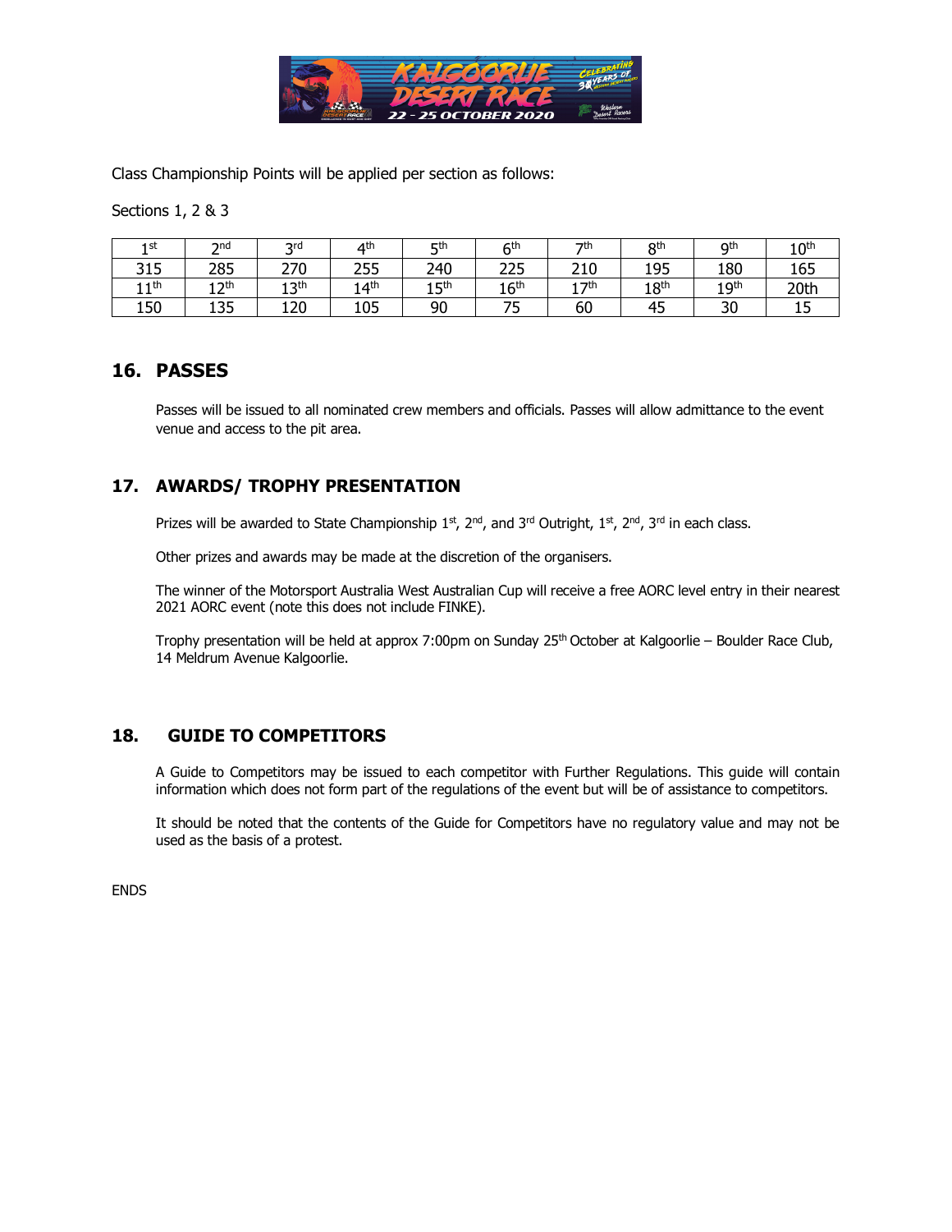Class Championship Points will be applied per section as follows:

Sections 1, 2 & 3

| | | | | | | | | | |
|---|---|---|---|---|---|---|---|---|---|
| 1st | 2nd | 3rd | 4th | 5th | 6th | 7th | 8th | 9th | 10th |
| 315 | 285 | 270 | 255 | 240 | 225 | 210 | 195 | 180 | 165 |
| 11th | 12th | 13th | 14th | 15th | 16th | 17th | 18th | 19th | 20th |
| 150 | 135 | 120 | 105 | 90 | 75 | 60 | 45 | 30 | 15 |

## 16. PASSES

Passes will be issued to all nominated crew members and officials. Passes will allow admittance to the event venue and access to the pit area.

## 17. AWARDS/ TROPHY PRESENTATION

Prizes will be awarded to State Championship 1st, 2nd, and 3rd Outright, 1st, 2nd, 3rd in each class.

Other prizes and awards may be made at the discretion of the organisers.

The winner of the Motorsport Australia West Australian Cup will receive a free AORC level entry in their nearest 2021 AORC event (note this does not include FINKE).

Trophy presentation will be held at approx 7:00pm on Sunday 25th October at Kalgoorlie – Boulder Race Club, 14 Meldrum Avenue Kalgoorlie.

## 18. GUIDE TO COMPETITORS

A Guide to Competitors may be issued to each competitor with Further Regulations. This guide will contain information which does not form part of the regulations of the event but will be of assistance to competitors.

It should be noted that the contents of the Guide for Competitors have no regulatory value and may not be used as the basis of a protest.

ENDS